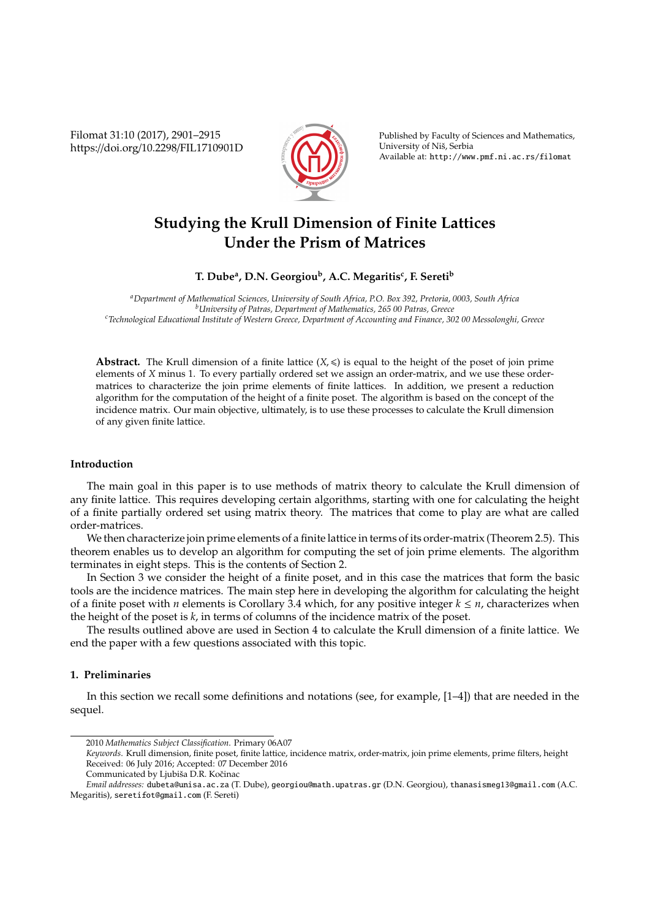# Studying the Krull Dimension of Finite Lattices Under the Prism of Matrices

**T. Dube[a], D.N. Georgiou[b], A.C. Megaritis[c], F. Sereti[b]**

[a]*Department of Mathematical Sciences, University of South Africa, P.O. Box 392, Pretoria, 0003, South Africa*
[b]*University of Patras, Department of Mathematics, 265 00 Patras, Greece*
[c]*Technological Educational Institute of Western Greece, Department of Accounting and Finance, 302 00 Messolonghi, Greece*

**Abstract.** The Krull dimension of a finite lattice $(X, \leqslant)$ is equal to the height of the poset of join prime elements of $X$ minus 1. To every partially ordered set we assign an order-matrix, and we use these order-matrices to characterize the join prime elements of finite lattices. In addition, we present a reduction algorithm for the computation of the height of a finite poset. The algorithm is based on the concept of the incidence matrix. Our main objective, ultimately, is to use these processes to calculate the Krull dimension of any given finite lattice.

### Introduction

The main goal in this paper is to use methods of matrix theory to calculate the Krull dimension of any finite lattice. This requires developing certain algorithms, starting with one for calculating the height of a finite partially ordered set using matrix theory. The matrices that come to play are what are called order-matrices.

We then characterize join prime elements of a finite lattice in terms of its order-matrix (Theorem 2.5). This theorem enables us to develop an algorithm for computing the set of join prime elements. The algorithm terminates in eight steps. This is the contents of Section 2.

In Section 3 we consider the height of a finite poset, and in this case the matrices that form the basic tools are the incidence matrices. The main step here in developing the algorithm for calculating the height of a finite poset with $n$ elements is Corollary 3.4 which, for any positive integer $k \leq n$, characterizes when the height of the poset is $k$, in terms of columns of the incidence matrix of the poset.

The results outlined above are used in Section 4 to calculate the Krull dimension of a finite lattice. We end the paper with a few questions associated with this topic.

### 1. Preliminaries

In this section we recall some definitions and notations (see, for example, [1–4]) that are needed in the sequel.

---

2010 *Mathematics Subject Classification*. Primary 06A07

*Keywords*. Krull dimension, finite poset, finite lattice, incidence matrix, order-matrix, join prime elements, prime filters, height

Received: 06 July 2016; Accepted: 07 December 2016

Communicated by Ljubiša D.R. Kočinac

*Email addresses:* dubeta@unisa.ac.za (T. Dube), georgiou@math.upatras.gr (D.N. Georgiou), thanasismeg13@gmail.com (A.C. Megaritis), seretifot@gmail.com (F. Sereti)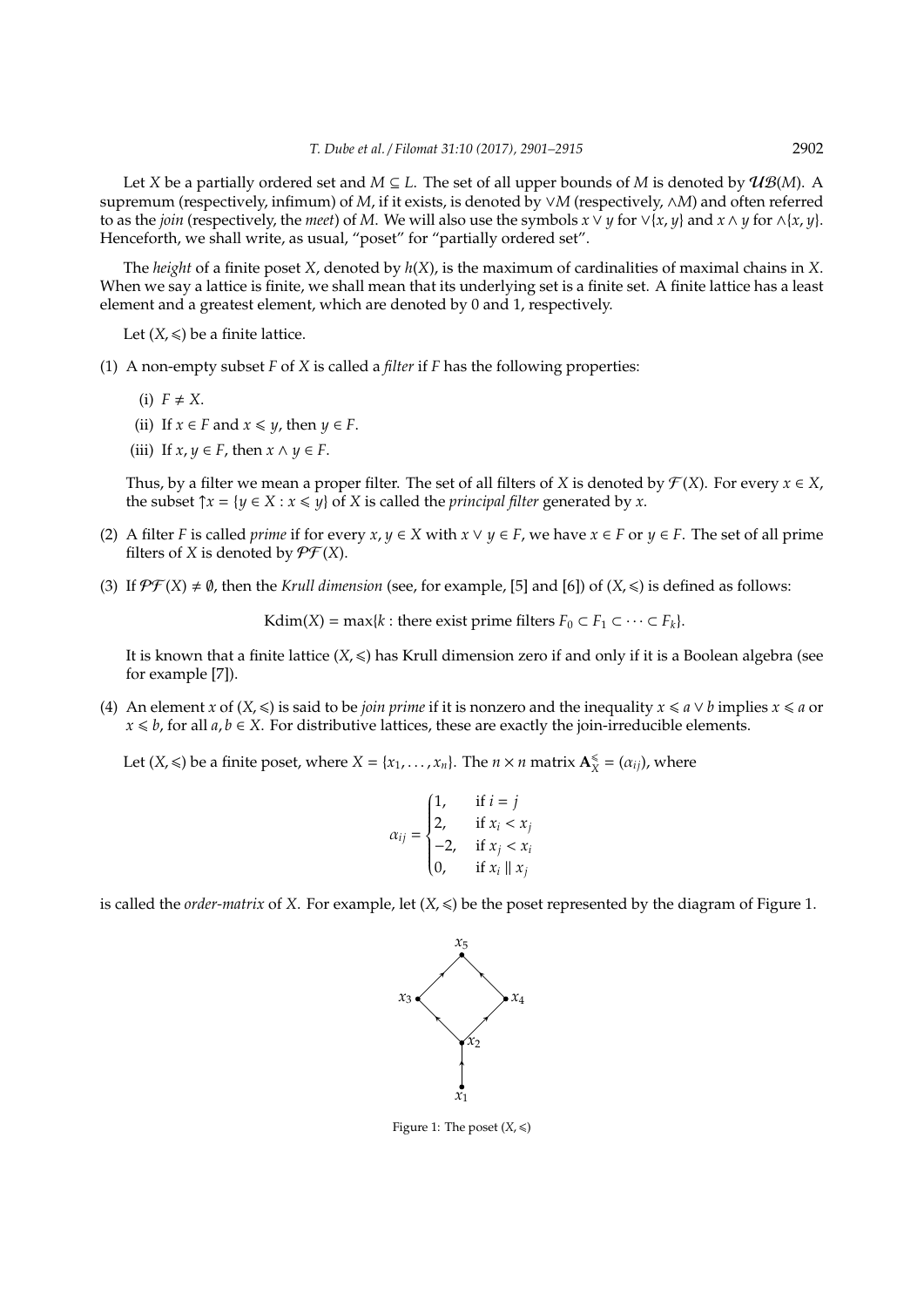Let $X$ be a partially ordered set and $M \subseteq L$. The set of all upper bounds of $M$ is denoted by $\mathcal{UB}(M)$. A supremum (respectively, infimum) of $M$, if it exists, is denoted by $\vee M$ (respectively, $\wedge M$) and often referred to as the *join* (respectively, the *meet*) of $M$. We will also use the symbols $x \vee y$ for $\vee\{x, y\}$ and $x \wedge y$ for $\wedge\{x, y\}$. Henceforth, we shall write, as usual, "poset" for "partially ordered set".

The *height* of a finite poset $X$, denoted by $h(X)$, is the maximum of cardinalities of maximal chains in $X$. When we say a lattice is finite, we shall mean that its underlying set is a finite set. A finite lattice has a least element and a greatest element, which are denoted by 0 and 1, respectively.

Let $(X, \leqslant)$ be a finite lattice.

(1) A non-empty subset $F$ of $X$ is called a *filter* if $F$ has the following properties:

   (i) $F \neq X$.

   (ii) If $x \in F$ and $x \leqslant y$, then $y \in F$.

   (iii) If $x, y \in F$, then $x \wedge y \in F$.

   Thus, by a filter we mean a proper filter. The set of all filters of $X$ is denoted by $\mathcal{F}(X)$. For every $x \in X$, the subset $\uparrow x = \{y \in X : x \leqslant y\}$ of $X$ is called the *principal filter* generated by $x$.

(2) A filter $F$ is called *prime* if for every $x, y \in X$ with $x \vee y \in F$, we have $x \in F$ or $y \in F$. The set of all prime filters of $X$ is denoted by $\mathcal{PF}(X)$.

(3) If $\mathcal{PF}(X) \neq \emptyset$, then the *Krull dimension* (see, for example, [5] and [6]) of $(X, \leqslant)$ is defined as follows:

$$\text{Kdim}(X) = \max\{k : \text{there exist prime filters } F_0 \subset F_1 \subset \cdots \subset F_k\}.$$

   It is known that a finite lattice $(X, \leqslant)$ has Krull dimension zero if and only if it is a Boolean algebra (see for example [7]).

(4) An element $x$ of $(X, \leqslant)$ is said to be *join prime* if it is nonzero and the inequality $x \leqslant a \vee b$ implies $x \leqslant a$ or $x \leqslant b$, for all $a, b \in X$. For distributive lattices, these are exactly the join-irreducible elements.

Let $(X, \leqslant)$ be a finite poset, where $X = \{x_1, \ldots, x_n\}$. The $n \times n$ matrix $\mathbf{A}_X^{\leqslant} = (\alpha_{ij})$, where

$$\alpha_{ij} = \begin{cases} 1, & \text{if } i = j \\ 2, & \text{if } x_i < x_j \\ -2, & \text{if } x_j < x_i \\ 0, & \text{if } x_i \parallel x_j \end{cases}$$

is called the *order-matrix* of $X$. For example, let $(X, \leqslant)$ be the poset represented by the diagram of Figure 1.

Figure 1: The poset $(X, \leqslant)$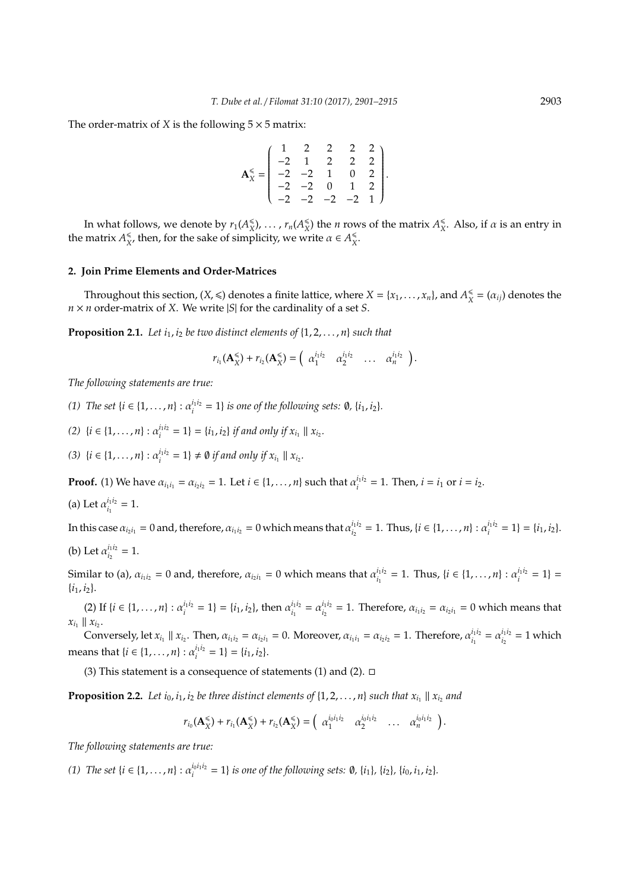The order-matrix of $X$ is the following $5 \times 5$ matrix:

$$\mathbf{A}_X^{\leqslant} = \begin{pmatrix} 1 & 2 & 2 & 2 & 2 \\ -2 & 1 & 2 & 2 & 2 \\ -2 & -2 & 1 & 0 & 2 \\ -2 & -2 & 0 & 1 & 2 \\ -2 & -2 & -2 & -2 & 1 \end{pmatrix}.$$

In what follows, we denote by $r_1(A_X^{\leqslant}), \ldots, r_n(A_X^{\leqslant})$ the $n$ rows of the matrix $A_X^{\leqslant}$. Also, if $\alpha$ is an entry in the matrix $A_X^{\leqslant}$, then, for the sake of simplicity, we write $\alpha \in A_X^{\leqslant}$.

## 2. Join Prime Elements and Order-Matrices

Throughout this section, $(X, \leqslant)$ denotes a finite lattice, where $X = \{x_1, \ldots, x_n\}$, and $A_X^{\leqslant} = (\alpha_{ij})$ denotes the $n \times n$ order-matrix of $X$. We write $|S|$ for the cardinality of a set $S$.

**Proposition 2.1.** *Let $i_1, i_2$ be two distinct elements of $\{1, 2, \ldots, n\}$ such that*

$$r_{i_1}(\mathbf{A}_X^{\leqslant}) + r_{i_2}(\mathbf{A}_X^{\leqslant}) = \begin{pmatrix} \alpha_1^{i_1 i_2} & \alpha_2^{i_1 i_2} & \ldots & \alpha_n^{i_1 i_2} \end{pmatrix}.$$

*The following statements are true:*

*(1) The set $\{i \in \{1, \ldots, n\} : \alpha_i^{i_1 i_2} = 1\}$ is one of the following sets: $\emptyset$, $\{i_1, i_2\}$.*

*(2) $\{i \in \{1, \ldots, n\} : \alpha_i^{i_1 i_2} = 1\} = \{i_1, i_2\}$ if and only if $x_{i_1} \parallel x_{i_2}$.*

*(3) $\{i \in \{1, \ldots, n\} : \alpha_i^{i_1 i_2} = 1\} \neq \emptyset$ if and only if $x_{i_1} \parallel x_{i_2}$.*

**Proof.** (1) We have $\alpha_{i_1 i_1} = \alpha_{i_2 i_2} = 1$. Let $i \in \{1, \ldots, n\}$ such that $\alpha_i^{i_1 i_2} = 1$. Then, $i = i_1$ or $i = i_2$.

(a) Let $\alpha_{i_1}^{i_1 i_2} = 1$.

In this case $\alpha_{i_2 i_1} = 0$ and, therefore, $\alpha_{i_1 i_2} = 0$ which means that $\alpha_{i_2}^{i_1 i_2} = 1$. Thus, $\{i \in \{1, \ldots, n\} : \alpha_i^{i_1 i_2} = 1\} = \{i_1, i_2\}$.

(b) Let $\alpha_{i_2}^{i_1 i_2} = 1$.

Similar to (a), $\alpha_{i_1 i_2} = 0$ and, therefore, $\alpha_{i_2 i_1} = 0$ which means that $\alpha_{i_1}^{i_1 i_2} = 1$. Thus, $\{i \in \{1, \ldots, n\} : \alpha_i^{i_1 i_2} = 1\} = \{i_1, i_2\}$.

(2) If $\{i \in \{1, \ldots, n\} : \alpha_i^{i_1 i_2} = 1\} = \{i_1, i_2\}$, then $\alpha_{i_1}^{i_1 i_2} = \alpha_{i_2}^{i_1 i_2} = 1$. Therefore, $\alpha_{i_1 i_2} = \alpha_{i_2 i_1} = 0$ which means that $x_{i_1} \parallel x_{i_2}$.

Conversely, let $x_{i_1} \parallel x_{i_2}$. Then, $\alpha_{i_1 i_2} = \alpha_{i_2 i_1} = 0$. Moreover, $\alpha_{i_1 i_1} = \alpha_{i_2 i_2} = 1$. Therefore, $\alpha_{i_1}^{i_1 i_2} = \alpha_{i_2}^{i_1 i_2} = 1$ which means that $\{i \in \{1, \ldots, n\} : \alpha_i^{i_1 i_2} = 1\} = \{i_1, i_2\}$.

(3) This statement is a consequence of statements (1) and (2). □

**Proposition 2.2.** *Let $i_0, i_1, i_2$ be three distinct elements of $\{1, 2, \ldots, n\}$ such that $x_{i_1} \parallel x_{i_2}$ and*

$$r_{i_0}(\mathbf{A}_X^{\leqslant}) + r_{i_1}(\mathbf{A}_X^{\leqslant}) + r_{i_2}(\mathbf{A}_X^{\leqslant}) = \begin{pmatrix} \alpha_1^{i_0 i_1 i_2} & \alpha_2^{i_0 i_1 i_2} & \ldots & \alpha_n^{i_0 i_1 i_2} \end{pmatrix}.$$

*The following statements are true:*

*(1) The set $\{i \in \{1, \ldots, n\} : \alpha_i^{i_0 i_1 i_2} = 1\}$ is one of the following sets: $\emptyset$, $\{i_1\}$, $\{i_2\}$, $\{i_0, i_1, i_2\}$.*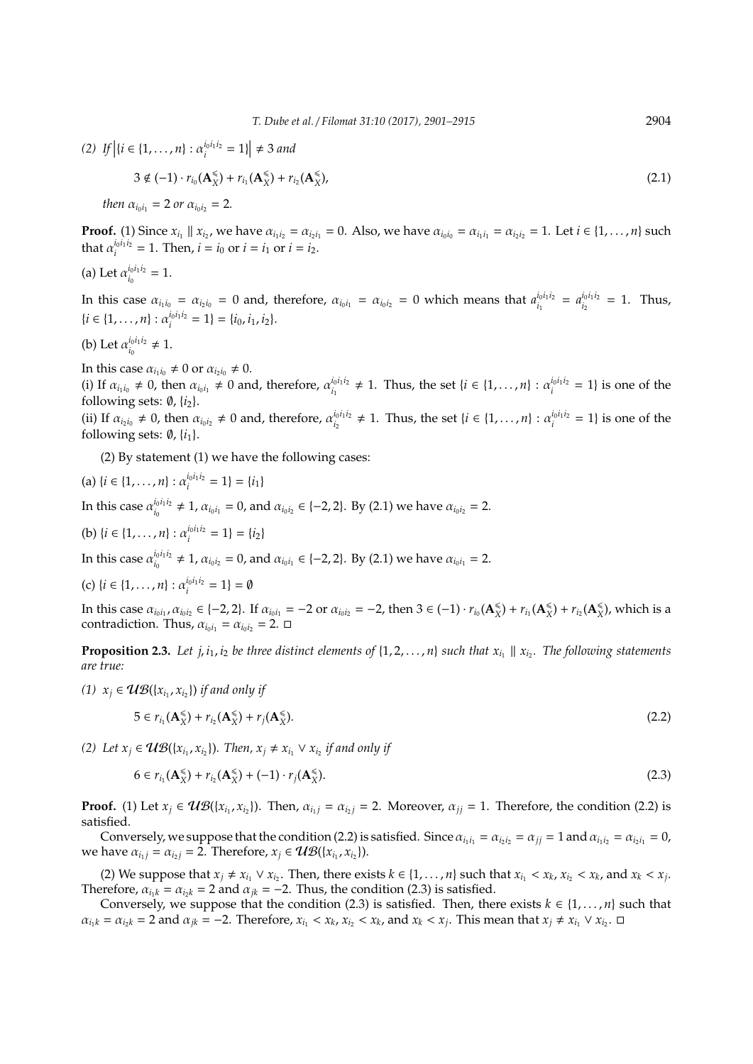*(2) If* $\left|\{i \in \{1,\ldots,n\} : \alpha_i^{i_0 i_1 i_2} = 1\}\right| \neq 3$ *and*

$$3 \notin (-1) \cdot r_{i_0}(\mathbf{A}_X^{\leqslant}) + r_{i_1}(\mathbf{A}_X^{\leqslant}) + r_{i_2}(\mathbf{A}_X^{\leqslant}), \tag{2.1}$$

*then* $\alpha_{i_0 i_1} = 2$ *or* $\alpha_{i_0 i_2} = 2$.

**Proof.** (1) Since $x_{i_1} \parallel x_{i_2}$, we have $\alpha_{i_1 i_2} = \alpha_{i_2 i_1} = 0$. Also, we have $\alpha_{i_0 i_0} = \alpha_{i_1 i_1} = \alpha_{i_2 i_2} = 1$. Let $i \in \{1,\ldots,n\}$ such that $\alpha_i^{i_0 i_1 i_2} = 1$. Then, $i = i_0$ or $i = i_1$ or $i = i_2$.

(a) Let $\alpha_{i_0}^{i_0 i_1 i_2} = 1$.

In this case $\alpha_{i_1 i_0} = \alpha_{i_2 i_0} = 0$ and, therefore, $\alpha_{i_0 i_1} = \alpha_{i_0 i_2} = 0$ which means that $a_{i_1}^{i_0 i_1 i_2} = a_{i_2}^{i_0 i_1 i_2} = 1$. Thus, $\{i \in \{1,\ldots,n\} : \alpha_i^{i_0 i_1 i_2} = 1\} = \{i_0, i_1, i_2\}$.

(b) Let $\alpha_{i_0}^{i_0 i_1 i_2} \neq 1$.

In this case $\alpha_{i_1 i_0} \neq 0$ or $\alpha_{i_2 i_0} \neq 0$.

(i) If $\alpha_{i_1 i_0} \neq 0$, then $\alpha_{i_0 i_1} \neq 0$ and, therefore, $\alpha_{i_1}^{i_0 i_1 i_2} \neq 1$. Thus, the set $\{i \in \{1,\ldots,n\} : \alpha_i^{i_0 i_1 i_2} = 1\}$ is one of the following sets: $\emptyset$, $\{i_2\}$.

(ii) If $\alpha_{i_2 i_0} \neq 0$, then $\alpha_{i_0 i_2} \neq 0$ and, therefore, $\alpha_{i_2}^{i_0 i_1 i_2} \neq 1$. Thus, the set $\{i \in \{1,\ldots,n\} : \alpha_i^{i_0 i_1 i_2} = 1\}$ is one of the following sets: $\emptyset$, $\{i_1\}$.

(2) By statement (1) we have the following cases:

(a) $\{i \in \{1,\ldots,n\} : \alpha_i^{i_0 i_1 i_2} = 1\} = \{i_1\}$

In this case $\alpha_{i_0}^{i_0 i_1 i_2} \neq 1$, $\alpha_{i_0 i_1} = 0$, and $\alpha_{i_0 i_2} \in \{-2, 2\}$. By (2.1) we have $\alpha_{i_0 i_2} = 2$.

(b) $\{i \in \{1,\ldots,n\} : \alpha_i^{i_0 i_1 i_2} = 1\} = \{i_2\}$

In this case $\alpha_{i_0}^{i_0 i_1 i_2} \neq 1$, $\alpha_{i_0 i_2} = 0$, and $\alpha_{i_0 i_1} \in \{-2, 2\}$. By (2.1) we have $\alpha_{i_0 i_1} = 2$.

(c) $\{i \in \{1,\ldots,n\} : \alpha_i^{i_0 i_1 i_2} = 1\} = \emptyset$

In this case $\alpha_{i_0 i_1}, \alpha_{i_0 i_2} \in \{-2, 2\}$. If $\alpha_{i_0 i_1} = -2$ or $\alpha_{i_0 i_2} = -2$, then $3 \in (-1) \cdot r_{i_0}(\mathbf{A}_X^{\leqslant}) + r_{i_1}(\mathbf{A}_X^{\leqslant}) + r_{i_2}(\mathbf{A}_X^{\leqslant})$, which is a contradiction. Thus, $\alpha_{i_0 i_1} = \alpha_{i_0 i_2} = 2$. □

**Proposition 2.3.** *Let $j, i_1, i_2$ be three distinct elements of $\{1, 2, \ldots, n\}$ such that $x_{i_1} \parallel x_{i_2}$. The following statements are true:*

*(1) $x_j \in \mathcal{UB}(\{x_{i_1}, x_{i_2}\})$ if and only if*

$$5 \in r_{i_1}(\mathbf{A}_X^{\leqslant}) + r_{i_2}(\mathbf{A}_X^{\leqslant}) + r_j(\mathbf{A}_X^{\leqslant}). \tag{2.2}$$

*(2) Let $x_j \in \mathcal{UB}(\{x_{i_1}, x_{i_2}\})$. Then, $x_j \neq x_{i_1} \vee x_{i_2}$ if and only if*

$$6 \in r_{i_1}(\mathbf{A}_X^{\leqslant}) + r_{i_2}(\mathbf{A}_X^{\leqslant}) + (-1) \cdot r_j(\mathbf{A}_X^{\leqslant}). \tag{2.3}$$

**Proof.** (1) Let $x_j \in \mathcal{UB}(\{x_{i_1}, x_{i_2}\})$. Then, $\alpha_{i_1 j} = \alpha_{i_2 j} = 2$. Moreover, $\alpha_{jj} = 1$. Therefore, the condition (2.2) is satisfied.

Conversely, we suppose that the condition (2.2) is satisfied. Since $\alpha_{i_1 i_1} = \alpha_{i_2 i_2} = \alpha_{jj} = 1$ and $\alpha_{i_1 i_2} = \alpha_{i_2 i_1} = 0$, we have $\alpha_{i_1 j} = \alpha_{i_2 j} = 2$. Therefore, $x_j \in \mathcal{UB}(\{x_{i_1}, x_{i_2}\})$.

(2) We suppose that $x_j \neq x_{i_1} \vee x_{i_2}$. Then, there exists $k \in \{1,\ldots,n\}$ such that $x_{i_1} < x_k$, $x_{i_2} < x_k$, and $x_k < x_j$. Therefore, $\alpha_{i_1 k} = \alpha_{i_2 k} = 2$ and $\alpha_{jk} = -2$. Thus, the condition (2.3) is satisfied.

Conversely, we suppose that the condition (2.3) is satisfied. Then, there exists $k \in \{1,\ldots,n\}$ such that $\alpha_{i_1 k} = \alpha_{i_2 k} = 2$ and $\alpha_{jk} = -2$. Therefore, $x_{i_1} < x_k$, $x_{i_2} < x_k$, and $x_k < x_j$. This mean that $x_j \neq x_{i_1} \vee x_{i_2}$. □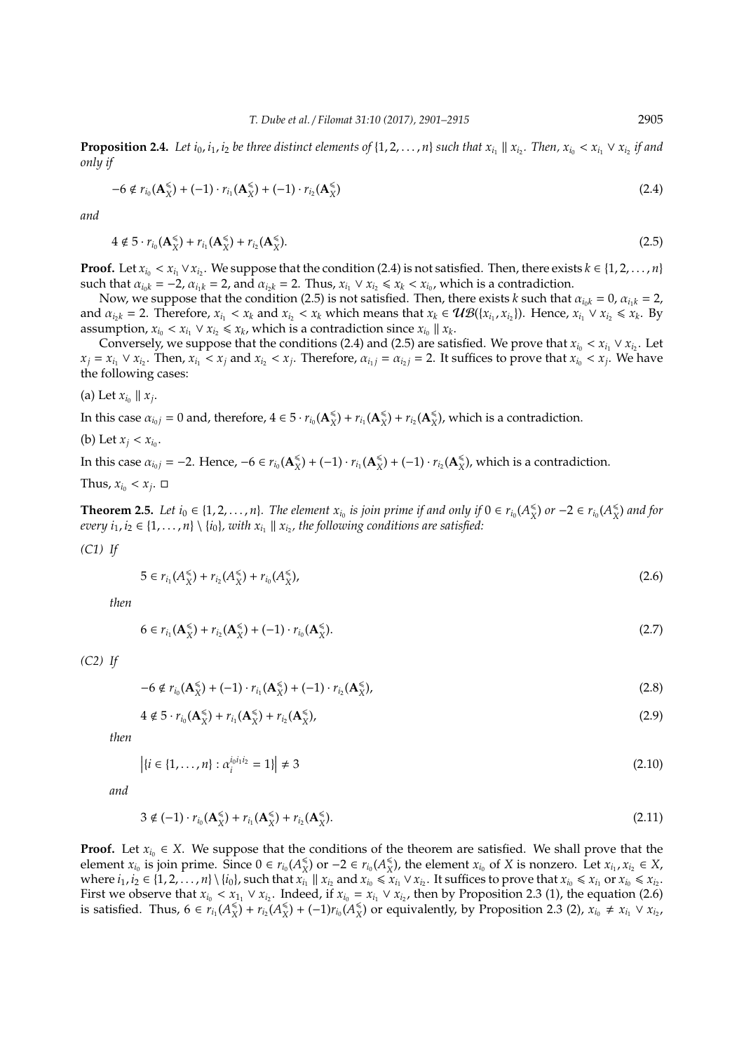**Proposition 2.4.** *Let $i_0, i_1, i_2$ be three distinct elements of $\{1, 2, \ldots, n\}$ such that $x_{i_1} \parallel x_{i_2}$. Then, $x_{i_0} < x_{i_1} \vee x_{i_2}$ if and only if*

$$-6 \notin r_{i_0}(\mathbf{A}_X^{\leqslant}) + (-1) \cdot r_{i_1}(\mathbf{A}_X^{\leqslant}) + (-1) \cdot r_{i_2}(\mathbf{A}_X^{\leqslant}) \tag{2.4}$$

*and*

$$4 \notin 5 \cdot r_{i_0}(\mathbf{A}_X^{\leqslant}) + r_{i_1}(\mathbf{A}_X^{\leqslant}) + r_{i_2}(\mathbf{A}_X^{\leqslant}). \tag{2.5}$$

**Proof.** Let $x_{i_0} < x_{i_1} \vee x_{i_2}$. We suppose that the condition (2.4) is not satisfied. Then, there exists $k \in \{1, 2, \ldots, n\}$ such that $\alpha_{i_0 k} = -2$, $\alpha_{i_1 k} = 2$, and $\alpha_{i_2 k} = 2$. Thus, $x_{i_1} \vee x_{i_2} \leqslant x_k < x_{i_0}$, which is a contradiction.

Now, we suppose that the condition (2.5) is not satisfied. Then, there exists $k$ such that $\alpha_{i_0 k} = 0$, $\alpha_{i_1 k} = 2$, and $\alpha_{i_2 k} = 2$. Therefore, $x_{i_1} < x_k$ and $x_{i_2} < x_k$ which means that $x_k \in \mathcal{UB}(\{x_{i_1}, x_{i_2}\})$. Hence, $x_{i_1} \vee x_{i_2} \leqslant x_k$. By assumption, $x_{i_0} < x_{i_1} \vee x_{i_2} \leqslant x_k$, which is a contradiction since $x_{i_0} \parallel x_k$.

Conversely, we suppose that the conditions (2.4) and (2.5) are satisfied. We prove that $x_{i_0} < x_{i_1} \vee x_{i_2}$. Let $x_j = x_{i_1} \vee x_{i_2}$. Then, $x_{i_1} < x_j$ and $x_{i_2} < x_j$. Therefore, $\alpha_{i_1 j} = \alpha_{i_2 j} = 2$. It suffices to prove that $x_{i_0} < x_j$. We have the following cases:

(a) Let $x_{i_0} \parallel x_j$.

In this case $\alpha_{i_0 j} = 0$ and, therefore, $4 \in 5 \cdot r_{i_0}(\mathbf{A}_X^{\leqslant}) + r_{i_1}(\mathbf{A}_X^{\leqslant}) + r_{i_2}(\mathbf{A}_X^{\leqslant})$, which is a contradiction.

(b) Let $x_j < x_{i_0}$.

In this case $\alpha_{i_0 j} = -2$. Hence, $-6 \in r_{i_0}(\mathbf{A}_X^{\leqslant}) + (-1) \cdot r_{i_1}(\mathbf{A}_X^{\leqslant}) + (-1) \cdot r_{i_2}(\mathbf{A}_X^{\leqslant})$, which is a contradiction.

Thus, $x_{i_0} < x_j$. $\square$

**Theorem 2.5.** *Let $i_0 \in \{1, 2, \ldots, n\}$. The element $x_{i_0}$ is join prime if and only if $0 \in r_{i_0}(A_X^{\leqslant})$ or $-2 \in r_{i_0}(A_X^{\leqslant})$ and for every $i_1, i_2 \in \{1, \ldots, n\} \setminus \{i_0\}$, with $x_{i_1} \parallel x_{i_2}$, the following conditions are satisfied:*

*(C1) If*

$$5 \in r_{i_1}(A_X^{\leqslant}) + r_{i_2}(A_X^{\leqslant}) + r_{i_0}(A_X^{\leqslant}), \tag{2.6}$$

*then*

$$6 \in r_{i_1}(\mathbf{A}_X^{\leqslant}) + r_{i_2}(\mathbf{A}_X^{\leqslant}) + (-1) \cdot r_{i_0}(\mathbf{A}_X^{\leqslant}). \tag{2.7}$$

*(C2) If*

$$-6 \notin r_{i_0}(\mathbf{A}_X^{\leqslant}) + (-1) \cdot r_{i_1}(\mathbf{A}_X^{\leqslant}) + (-1) \cdot r_{i_2}(\mathbf{A}_X^{\leqslant}), \tag{2.8}$$

$$4 \notin 5 \cdot r_{i_0}(\mathbf{A}_X^{\leqslant}) + r_{i_1}(\mathbf{A}_X^{\leqslant}) + r_{i_2}(\mathbf{A}_X^{\leqslant}), \tag{2.9}$$

*then*

$$\left|\{i \in \{1, \ldots, n\} : \alpha_i^{i_0 i_1 i_2} = 1\}\right| \neq 3 \tag{2.10}$$

*and*

$$3 \notin (-1) \cdot r_{i_0}(\mathbf{A}_X^{\leqslant}) + r_{i_1}(\mathbf{A}_X^{\leqslant}) + r_{i_2}(\mathbf{A}_X^{\leqslant}). \tag{2.11}$$

**Proof.** Let $x_{i_0} \in X$. We suppose that the conditions of the theorem are satisfied. We shall prove that the element $x_{i_0}$ is join prime. Since $0 \in r_{i_0}(A_X^{\leqslant})$ or $-2 \in r_{i_0}(A_X^{\leqslant})$, the element $x_{i_0}$ of $X$ is nonzero. Let $x_{i_1}, x_{i_2} \in X$, where $i_1, i_2 \in \{1, 2, \ldots, n\} \setminus \{i_0\}$, such that $x_{i_1} \parallel x_{i_2}$ and $x_{i_0} \leqslant x_{i_1} \vee x_{i_2}$. It suffices to prove that $x_{i_0} \leqslant x_{i_1}$ or $x_{i_0} \leqslant x_{i_2}$. First we observe that $x_{i_0} < x_{1_1} \vee x_{i_2}$. Indeed, if $x_{i_0} = x_{i_1} \vee x_{i_2}$, then by Proposition 2.3 (1), the equation (2.6) is satisfied. Thus, $6 \in r_{i_1}(A_X^{\leqslant}) + r_{i_2}(A_X^{\leqslant}) + (-1)r_{i_0}(A_X^{\leqslant})$ or equivalently, by Proposition 2.3 (2), $x_{i_0} \neq x_{i_1} \vee x_{i_2}$,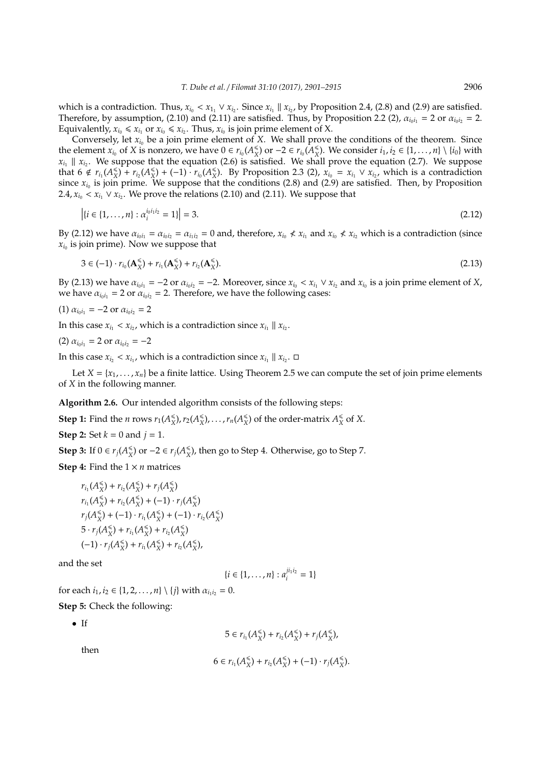which is a contradiction. Thus, $x_{i_0} < x_{i_1} \vee x_{i_2}$. Since $x_{i_1} \parallel x_{i_2}$, by Proposition 2.4, (2.8) and (2.9) are satisfied. Therefore, by assumption, (2.10) and (2.11) are satisfied. Thus, by Proposition 2.2 (2), $\alpha_{i_0 i_1} = 2$ or $\alpha_{i_0 i_2} = 2$. Equivalently, $x_{i_0} \leqslant x_{i_1}$ or $x_{i_0} \leqslant x_{i_2}$. Thus, $x_{i_0}$ is join prime element of X.

Conversely, let $x_{i_0}$ be a join prime element of $X$. We shall prove the conditions of the theorem. Since the element $x_{i_0}$ of $X$ is nonzero, we have $0 \in r_{i_0}(A_X^{\leqslant})$ or $-2 \in r_{i_0}(A_X^{\leqslant})$. We consider $i_1, i_2 \in \{1, \ldots, n\} \setminus \{i_0\}$ with $x_{i_1} \parallel x_{i_2}$. We suppose that the equation (2.6) is satisfied. We shall prove the equation (2.7). We suppose that $6 \notin r_{i_1}(A_X^{\leqslant}) + r_{i_2}(A_X^{\leqslant}) + (-1) \cdot r_{i_0}(A_X^{\leqslant})$. By Proposition 2.3 (2), $x_{i_0} = x_{i_1} \vee x_{i_2}$, which is a contradiction since $x_{i_0}$ is join prime. We suppose that the conditions (2.8) and (2.9) are satisfied. Then, by Proposition 2.4, $x_{i_0} < x_{i_1} \vee x_{i_2}$. We prove the relations (2.10) and (2.11). We suppose that

$$\left|\{i \in \{1, \ldots, n\} : \alpha_i^{i_0 i_1 i_2} = 1\}\right| = 3. \tag{2.12}$$

By (2.12) we have $\alpha_{i_0 i_1} = \alpha_{i_0 i_2} = \alpha_{i_1 i_2} = 0$ and, therefore, $x_{i_0} \not< x_{i_1}$ and $x_{i_0} \not< x_{i_2}$ which is a contradiction (since $x_{i_0}$ is join prime). Now we suppose that

$$3 \in (-1) \cdot r_{i_0}(\mathbf{A}_X^{\leqslant}) + r_{i_1}(\mathbf{A}_X^{\leqslant}) + r_{i_2}(\mathbf{A}_X^{\leqslant}). \tag{2.13}$$

By (2.13) we have $\alpha_{i_0 i_1} = -2$ or $\alpha_{i_0 i_2} = -2$. Moreover, since $x_{i_0} < x_{i_1} \vee x_{i_2}$ and $x_{i_0}$ is a join prime element of $X$, we have $\alpha_{i_0 i_1} = 2$ or $\alpha_{i_0 i_2} = 2$. Therefore, we have the following cases:

(1) $\alpha_{i_0 i_1} = -2$ or $\alpha_{i_0 i_2} = 2$

In this case $x_{i_1} < x_{i_2}$, which is a contradiction since $x_{i_1} \parallel x_{i_2}$.

(2) $\alpha_{i_0 i_1} = 2$ or $\alpha_{i_0 i_2} = -2$

In this case $x_{i_2} < x_{i_1}$, which is a contradiction since $x_{i_1} \parallel x_{i_2}$. □

Let $X = \{x_1, \ldots, x_n\}$ be a finite lattice. Using Theorem 2.5 we can compute the set of join prime elements of $X$ in the following manner.

**Algorithm 2.6.** Our intended algorithm consists of the following steps:

**Step 1:** Find the $n$ rows $r_1(A_X^{\leqslant}), r_2(A_X^{\leqslant}), \ldots, r_n(A_X^{\leqslant})$ of the order-matrix $A_X^{\leqslant}$ of $X$.

**Step 2:** Set $k = 0$ and $j = 1$.

**Step 3:** If $0 \in r_j(A_X^{\leqslant})$ or $-2 \in r_j(A_X^{\leqslant})$, then go to Step 4. Otherwise, go to Step 7.

**Step 4:** Find the $1 \times n$ matrices

$$\begin{aligned}
&r_{i_1}(A_X^{\leqslant}) + r_{i_2}(A_X^{\leqslant}) + r_j(A_X^{\leqslant}) \\
&r_{i_1}(A_X^{\leqslant}) + r_{i_2}(A_X^{\leqslant}) + (-1) \cdot r_j(A_X^{\leqslant}) \\
&r_j(A_X^{\leqslant}) + (-1) \cdot r_{i_1}(A_X^{\leqslant}) + (-1) \cdot r_{i_2}(A_X^{\leqslant}) \\
&5 \cdot r_j(A_X^{\leqslant}) + r_{i_1}(A_X^{\leqslant}) + r_{i_2}(A_X^{\leqslant}) \\
&(-1) \cdot r_j(A_X^{\leqslant}) + r_{i_1}(A_X^{\leqslant}) + r_{i_2}(A_X^{\leqslant}),
\end{aligned}$$

and the set

$$\{i \in \{1, \ldots, n\} : a_i^{j i_1 i_2} = 1\}$$

for each $i_1, i_2 \in \{1, 2, \ldots, n\} \setminus \{j\}$ with $\alpha_{i_1 i_2} = 0$.

**Step 5:** Check the following:

- If
$$5 \in r_{i_1}(A_X^{\leqslant}) + r_{i_2}(A_X^{\leqslant}) + r_j(A_X^{\leqslant}),$$
then
$$6 \in r_{i_1}(A_X^{\leqslant}) + r_{i_2}(A_X^{\leqslant}) + (-1) \cdot r_j(A_X^{\leqslant}).$$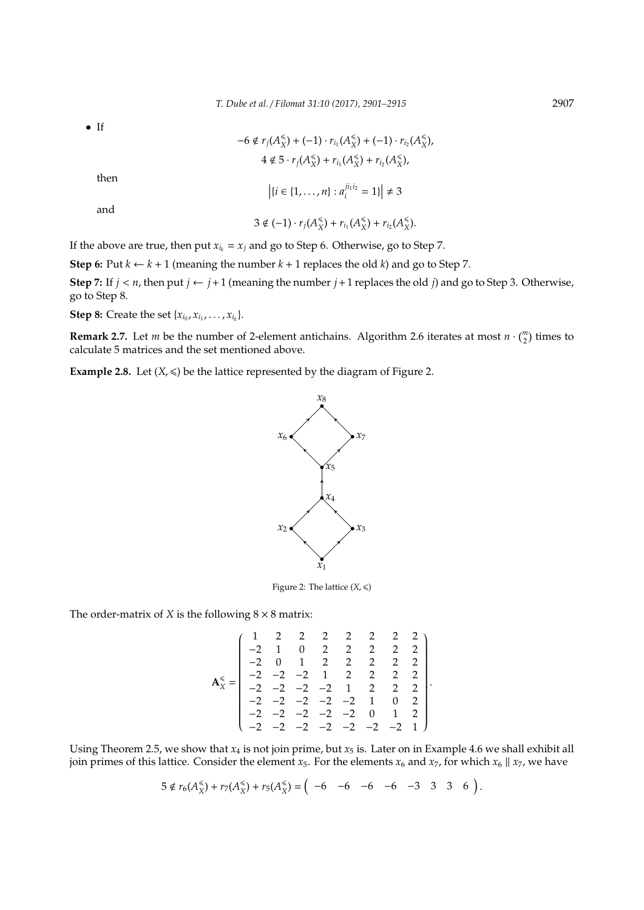- If

$$-6 \notin r_j(A_X^{\leqslant}) + (-1) \cdot r_{i_1}(A_X^{\leqslant}) + (-1) \cdot r_{i_2}(A_X^{\leqslant}),$$

$$4 \notin 5 \cdot r_j(A_X^{\leqslant}) + r_{i_1}(A_X^{\leqslant}) + r_{i_2}(A_X^{\leqslant}),$$

then

$$\left|\{i \in \{1, \ldots, n\} : a_i^{j i_1 i_2} = 1\}\right| \neq 3$$

and

$$3 \notin (-1) \cdot r_j(A_X^{\leqslant}) + r_{i_1}(A_X^{\leqslant}) + r_{i_2}(A_X^{\leqslant}).$$

If the above are true, then put $x_{i_k} = x_j$ and go to Step 6. Otherwise, go to Step 7.

**Step 6:** Put $k \leftarrow k + 1$ (meaning the number $k + 1$ replaces the old $k$) and go to Step 7.

**Step 7:** If $j < n$, then put $j \leftarrow j + 1$ (meaning the number $j + 1$ replaces the old $j$) and go to Step 3. Otherwise, go to Step 8.

**Step 8:** Create the set $\{x_{i_0}, x_{i_1}, \ldots, x_{i_k}\}$.

**Remark 2.7.** Let $m$ be the number of 2-element antichains. Algorithm 2.6 iterates at most $n \cdot \binom{m}{2}$ times to calculate 5 matrices and the set mentioned above.

**Example 2.8.** Let $(X, \leqslant)$ be the lattice represented by the diagram of Figure 2.

Figure 2: The lattice $(X, \leqslant)$

The order-matrix of $X$ is the following $8 \times 8$ matrix:

$$\mathbf{A}_X^{\leqslant} = \begin{pmatrix} 1 & 2 & 2 & 2 & 2 & 2 & 2 & 2 \\ -2 & 1 & 0 & 2 & 2 & 2 & 2 & 2 \\ -2 & 0 & 1 & 2 & 2 & 2 & 2 & 2 \\ -2 & -2 & -2 & 1 & 2 & 2 & 2 & 2 \\ -2 & -2 & -2 & -2 & 1 & 2 & 2 & 2 \\ -2 & -2 & -2 & -2 & -2 & 1 & 0 & 2 \\ -2 & -2 & -2 & -2 & -2 & 0 & 1 & 2 \\ -2 & -2 & -2 & -2 & -2 & -2 & -2 & 1 \end{pmatrix}.$$

Using Theorem 2.5, we show that $x_4$ is not join prime, but $x_5$ is. Later on in Example 4.6 we shall exhibit all join primes of this lattice. Consider the element $x_5$. For the elements $x_6$ and $x_7$, for which $x_6 \parallel x_7$, we have

$$5 \notin r_6(A_X^{\leqslant}) + r_7(A_X^{\leqslant}) + r_5(A_X^{\leqslant}) = \begin{pmatrix} -6 & -6 & -6 & -6 & -3 & 3 & 3 & 6 \end{pmatrix}.$$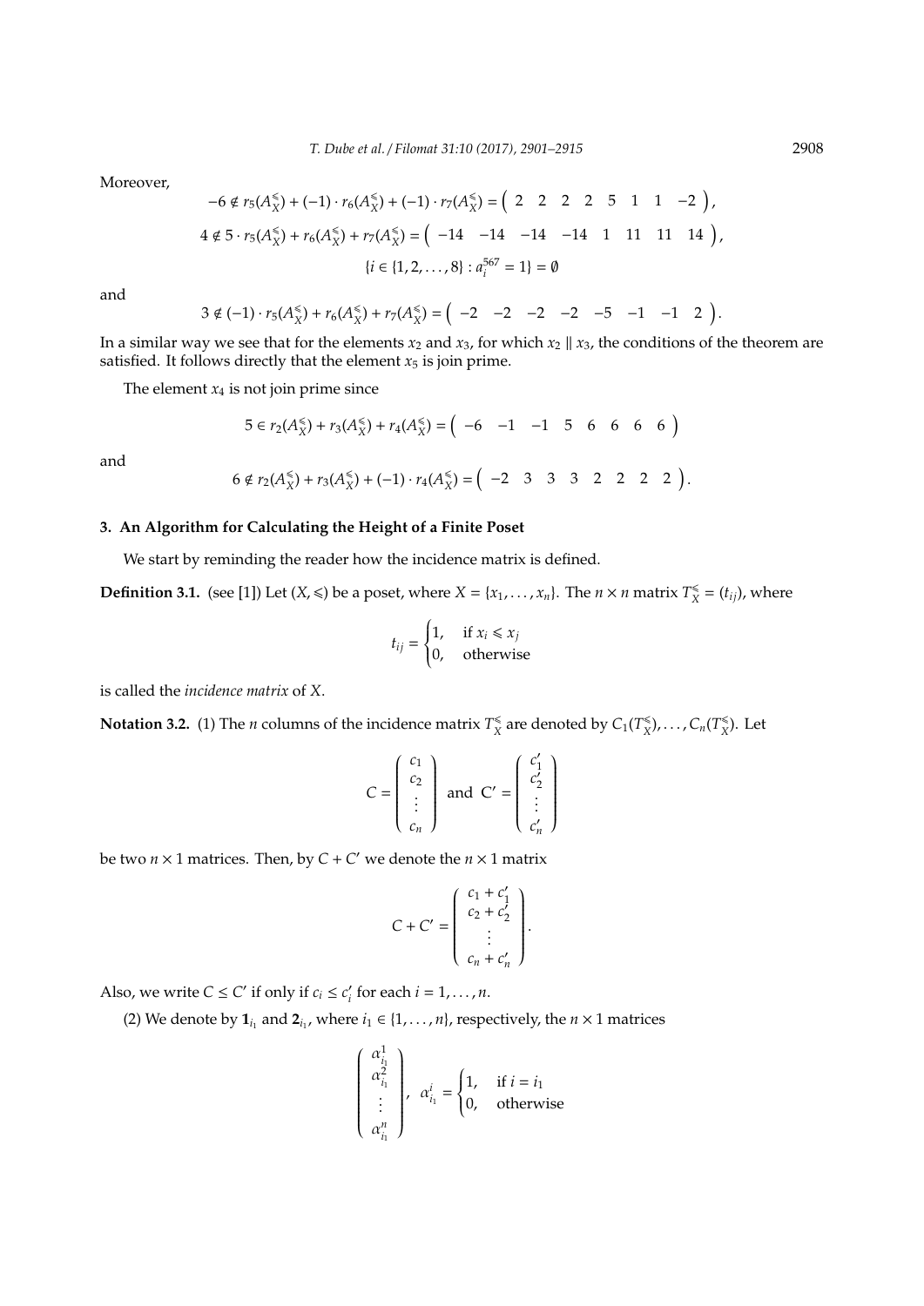Moreover,

$$-6 \notin r_5(A_X^{\leqslant}) + (-1) \cdot r_6(A_X^{\leqslant}) + (-1) \cdot r_7(A_X^{\leqslant}) = \begin{pmatrix} 2 & 2 & 2 & 2 & 5 & 1 & 1 & -2 \end{pmatrix},$$

$$4 \notin 5 \cdot r_5(A_X^{\leqslant}) + r_6(A_X^{\leqslant}) + r_7(A_X^{\leqslant}) = \begin{pmatrix} -14 & -14 & -14 & -14 & 1 & 11 & 11 & 14 \end{pmatrix},$$

$$\{i \in \{1, 2, \ldots, 8\} : a_i^{567} = 1\} = \emptyset$$

and

$$3 \notin (-1) \cdot r_5(A_X^{\leqslant}) + r_6(A_X^{\leqslant}) + r_7(A_X^{\leqslant}) = \begin{pmatrix} -2 & -2 & -2 & -2 & -5 & -1 & -1 & 2 \end{pmatrix}.$$

In a similar way we see that for the elements $x_2$ and $x_3$, for which $x_2 \parallel x_3$, the conditions of the theorem are satisfied. It follows directly that the element $x_5$ is join prime.

The element $x_4$ is not join prime since

$$5 \in r_2(A_X^{\leqslant}) + r_3(A_X^{\leqslant}) + r_4(A_X^{\leqslant}) = \begin{pmatrix} -6 & -1 & -1 & 5 & 6 & 6 & 6 & 6 \end{pmatrix}$$

and

$$6 \notin r_2(A_X^{\leqslant}) + r_3(A_X^{\leqslant}) + (-1) \cdot r_4(A_X^{\leqslant}) = \begin{pmatrix} -2 & 3 & 3 & 3 & 2 & 2 & 2 & 2 \end{pmatrix}.$$

## 3. An Algorithm for Calculating the Height of a Finite Poset

We start by reminding the reader how the incidence matrix is defined.

**Definition 3.1.** (see [1]) Let $(X, \leqslant)$ be a poset, where $X = \{x_1, \ldots, x_n\}$. The $n \times n$ matrix $T_X^{\leqslant} = (t_{ij})$, where

$$t_{ij} = \begin{cases} 1, & \text{if } x_i \leqslant x_j \\ 0, & \text{otherwise} \end{cases}$$

is called the *incidence matrix* of $X$.

**Notation 3.2.** (1) The $n$ columns of the incidence matrix $T_X^{\leqslant}$ are denoted by $C_1(T_X^{\leqslant}), \ldots, C_n(T_X^{\leqslant})$. Let

$$C = \begin{pmatrix} c_1 \\ c_2 \\ \vdots \\ c_n \end{pmatrix} \text{ and } C' = \begin{pmatrix} c_1' \\ c_2' \\ \vdots \\ c_n' \end{pmatrix}$$

be two $n \times 1$ matrices. Then, by $C + C'$ we denote the $n \times 1$ matrix

$$C + C' = \begin{pmatrix} c_1 + c_1' \\ c_2 + c_2' \\ \vdots \\ c_n + c_n' \end{pmatrix}.$$

Also, we write $C \leq C'$ if only if $c_i \leq c_i'$ for each $i = 1, \ldots, n$.

(2) We denote by $\mathbf{1}_{i_1}$ and $\mathbf{2}_{i_1}$, where $i_1 \in \{1, \ldots, n\}$, respectively, the $n \times 1$ matrices

$$\begin{pmatrix} \alpha_{i_1}^1 \\ \alpha_{i_1}^2 \\ \vdots \\ \alpha_{i_1}^n \end{pmatrix}, \quad \alpha_{i_1}^i = \begin{cases} 1, & \text{if } i = i_1 \\ 0, & \text{otherwise} \end{cases}$$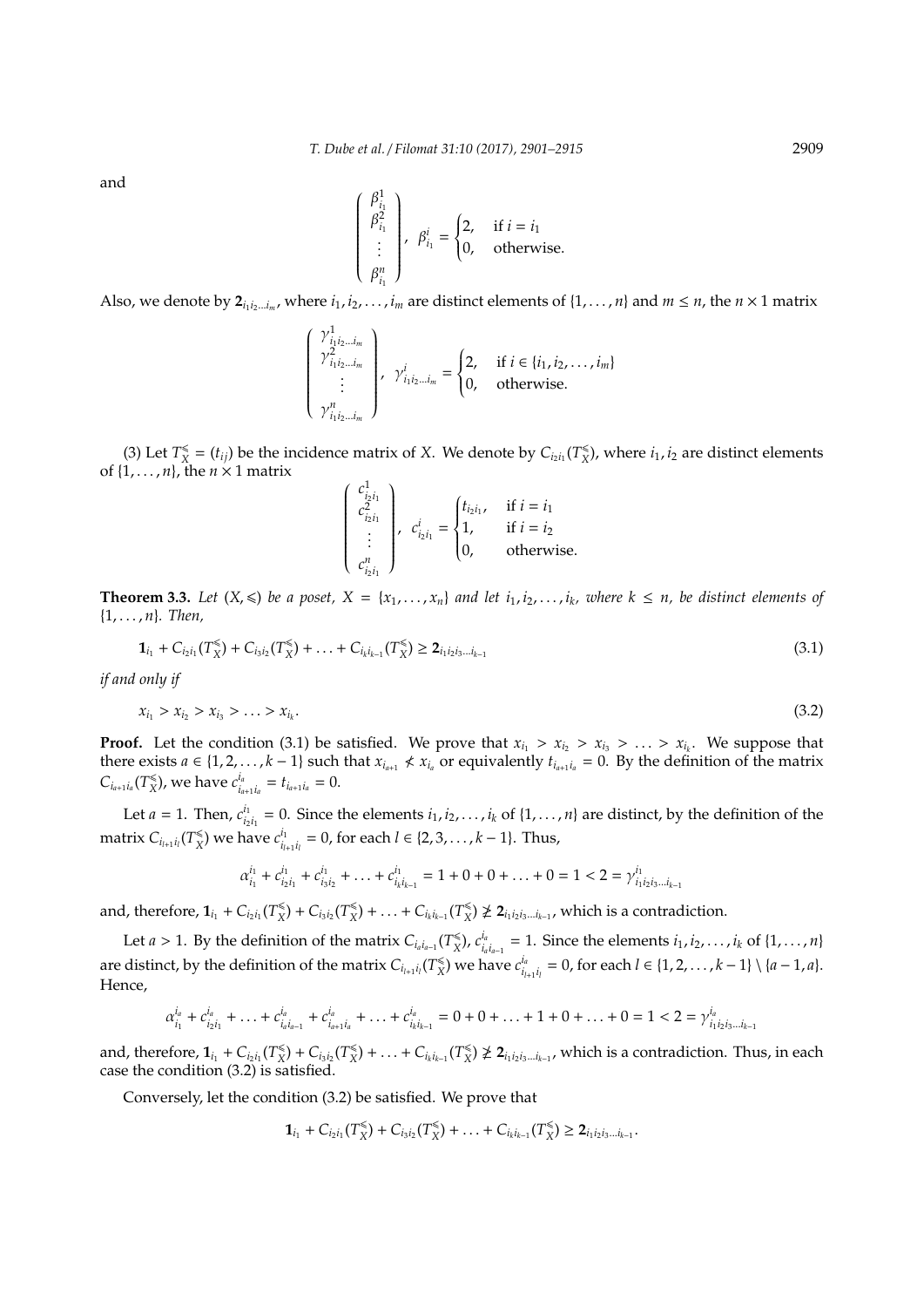and

$$\begin{pmatrix} \beta^1_{i_1} \\ \beta^2_{i_1} \\ \vdots \\ \beta^n_{i_1} \end{pmatrix}, \ \beta^i_{i_1} = \begin{cases} 2, & \text{if } i = i_1 \\ 0, & \text{otherwise.} \end{cases}$$

Also, we denote by $\mathbf{2}_{i_1 i_2 \ldots i_m}$, where $i_1, i_2, \ldots, i_m$ are distinct elements of $\{1, \ldots, n\}$ and $m \leq n$, the $n \times 1$ matrix

$$\begin{pmatrix} \gamma^1_{i_1 i_2 \ldots i_m} \\ \gamma^2_{i_1 i_2 \ldots i_m} \\ \vdots \\ \gamma^n_{i_1 i_2 \ldots i_m} \end{pmatrix}, \ \gamma^i_{i_1 i_2 \ldots i_m} = \begin{cases} 2, & \text{if } i \in \{i_1, i_2, \ldots, i_m\} \\ 0, & \text{otherwise.} \end{cases}$$

(3) Let $T^{\leqslant}_X = (t_{ij})$ be the incidence matrix of $X$. We denote by $C_{i_2 i_1}(T^{\leqslant}_X)$, where $i_1, i_2$ are distinct elements of $\{1, \ldots, n\}$, the $n \times 1$ matrix

$$\begin{pmatrix} c^1_{i_2 i_1} \\ c^2_{i_2 i_1} \\ \vdots \\ c^n_{i_2 i_1} \end{pmatrix}, \ c^i_{i_2 i_1} = \begin{cases} t_{i_2 i_1}, & \text{if } i = i_1 \\ 1, & \text{if } i = i_2 \\ 0, & \text{otherwise.} \end{cases}$$

**Theorem 3.3.** *Let $(X, \leqslant)$ be a poset, $X = \{x_1, \ldots, x_n\}$ and let $i_1, i_2, \ldots, i_k$, where $k \leq n$, be distinct elements of $\{1, \ldots, n\}$. Then,*

$$\mathbf{1}_{i_1} + C_{i_2 i_1}(T^{\leqslant}_X) + C_{i_3 i_2}(T^{\leqslant}_X) + \ldots + C_{i_k i_{k-1}}(T^{\leqslant}_X) \geq \mathbf{2}_{i_1 i_2 i_3 \ldots i_{k-1}} \tag{3.1}$$

*if and only if*

$$x_{i_1} > x_{i_2} > x_{i_3} > \ldots > x_{i_k}. \tag{3.2}$$

**Proof.** Let the condition (3.1) be satisfied. We prove that $x_{i_1} > x_{i_2} > x_{i_3} > \ldots > x_{i_k}$. We suppose that there exists $a \in \{1, 2, \ldots, k-1\}$ such that $x_{i_{a+1}} \not< x_{i_a}$ or equivalently $t_{i_{a+1} i_a} = 0$. By the definition of the matrix $C_{i_{a+1} i_a}(T^{\leqslant}_X)$, we have $c^{i_a}_{i_{a+1} i_a} = t_{i_{a+1} i_a} = 0$.

Let $a = 1$. Then, $c^{i_1}_{i_2 i_1} = 0$. Since the elements $i_1, i_2, \ldots, i_k$ of $\{1, \ldots, n\}$ are distinct, by the definition of the matrix $C_{i_{l+1} i_l}(T^{\leqslant}_X)$ we have $c^{i_1}_{i_{l+1} i_l} = 0$, for each $l \in \{2, 3, \ldots, k-1\}$. Thus,

$$\alpha^{i_1}_{i_1} + c^{i_1}_{i_2 i_1} + c^{i_1}_{i_3 i_2} + \ldots + c^{i_1}_{i_k i_{k-1}} = 1 + 0 + 0 + \ldots + 0 = 1 < 2 = \gamma^{i_1}_{i_1 i_2 i_3 \ldots i_{k-1}}$$

and, therefore, $\mathbf{1}_{i_1} + C_{i_2 i_1}(T^{\leqslant}_X) + C_{i_3 i_2}(T^{\leqslant}_X) + \ldots + C_{i_k i_{k-1}}(T^{\leqslant}_X) \not\geq \mathbf{2}_{i_1 i_2 i_3 \ldots i_{k-1}}$, which is a contradiction.

Let $a > 1$. By the definition of the matrix $C_{i_a i_{a-1}}(T^{\leqslant}_X)$, $c^{i_a}_{i_a i_{a-1}} = 1$. Since the elements $i_1, i_2, \ldots, i_k$ of $\{1, \ldots, n\}$ are distinct, by the definition of the matrix $C_{i_{l+1} i_l}(T^{\leqslant}_X)$ we have $c^{i_a}_{i_{l+1} i_l} = 0$, for each $l \in \{1, 2, \ldots, k-1\} \setminus \{a-1, a\}$. Hence,

$$\alpha^{i_a}_{i_1} + c^{i_a}_{i_2 i_1} + \ldots + c^{i_a}_{i_a i_{a-1}} + c^{i_a}_{i_{a+1} i_a} + \ldots + c^{i_a}_{i_k i_{k-1}} = 0 + 0 + \ldots + 1 + 0 + \ldots + 0 = 1 < 2 = \gamma^{i_a}_{i_1 i_2 i_3 \ldots i_{k-1}}$$

and, therefore, $\mathbf{1}_{i_1} + C_{i_2 i_1}(T^{\leqslant}_X) + C_{i_3 i_2}(T^{\leqslant}_X) + \ldots + C_{i_k i_{k-1}}(T^{\leqslant}_X) \not\geq \mathbf{2}_{i_1 i_2 i_3 \ldots i_{k-1}}$, which is a contradiction. Thus, in each case the condition (3.2) is satisfied.

Conversely, let the condition (3.2) be satisfied. We prove that

$$\mathbf{1}_{i_1} + C_{i_2 i_1}(T^{\leqslant}_X) + C_{i_3 i_2}(T^{\leqslant}_X) + \ldots + C_{i_k i_{k-1}}(T^{\leqslant}_X) \geq \mathbf{2}_{i_1 i_2 i_3 \ldots i_{k-1}}.$$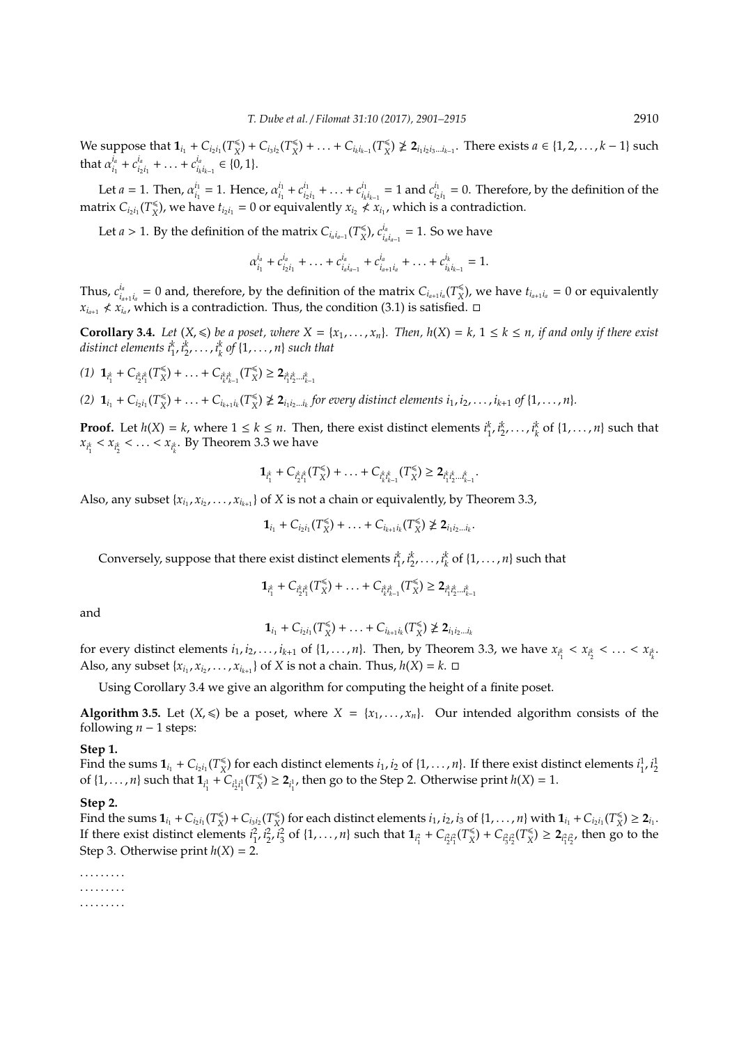We suppose that $\mathbf{1}_{i_1} + C_{i_2 i_1}(T_X^{\leqslant}) + C_{i_3 i_2}(T_X^{\leqslant}) + \ldots + C_{i_k i_{k-1}}(T_X^{\leqslant}) \ngeq \mathbf{2}_{i_1 i_2 i_3 \ldots i_{k-1}}$. There exists $a \in \{1, 2, \ldots, k-1\}$ such that $\alpha_{i_1}^{i_a} + c_{i_2 i_1}^{i_a} + \ldots + c_{i_k i_{k-1}}^{i_a} \in \{0, 1\}$.

Let $a = 1$. Then, $\alpha_{i_1}^{i_1} = 1$. Hence, $\alpha_{i_1}^{i_1} + c_{i_2 i_1}^{i_1} + \ldots + c_{i_k i_{k-1}}^{i_1} = 1$ and $c_{i_2 i_1}^{i_1} = 0$. Therefore, by the definition of the matrix $C_{i_2 i_1}(T_X^{\leqslant})$, we have $t_{i_2 i_1} = 0$ or equivalently $x_{i_2} \nless x_{i_1}$, which is a contradiction.

Let $a > 1$. By the definition of the matrix $C_{i_a i_{a-1}}(T_X^{\leqslant})$, $c_{i_a i_{a-1}}^{i_a} = 1$. So we have

$$\alpha_{i_1}^{i_a} + c_{i_2 i_1}^{i_a} + \ldots + c_{i_a i_{a-1}}^{i_a} + c_{i_{a+1} i_a}^{i_a} + \ldots + c_{i_k i_{k-1}}^{i_k} = 1.$$

Thus, $c_{i_{a+1} i_a}^{i_a} = 0$ and, therefore, by the definition of the matrix $C_{i_{a+1} i_a}(T_X^{\leqslant})$, we have $t_{i_{a+1} i_a} = 0$ or equivalently $x_{i_{a+1}} \nless x_{i_a}$, which is a contradiction. Thus, the condition (3.1) is satisfied. □

**Corollary 3.4.** *Let $(X, \leqslant)$ be a poset, where $X = \{x_1, \ldots, x_n\}$. Then, $h(X) = k$, $1 \leq k \leq n$, if and only if there exist distinct elements $i_1^k, i_2^k, \ldots, i_k^k$ of $\{1, \ldots, n\}$ such that*

*(1) $\mathbf{1}_{i_1^k} + C_{i_2^k i_1^k}(T_X^{\leqslant}) + \ldots + C_{i_k^k i_{k-1}^k}(T_X^{\leqslant}) \geq \mathbf{2}_{i_1^k i_2^k \ldots i_{k-1}^k}$*

*(2) $\mathbf{1}_{i_1} + C_{i_2 i_1}(T_X^{\leqslant}) + \ldots + C_{i_{k+1} i_k}(T_X^{\leqslant}) \ngeq \mathbf{2}_{i_1 i_2 \ldots i_k}$ for every distinct elements $i_1, i_2, \ldots, i_{k+1}$ of $\{1, \ldots, n\}$.*

**Proof.** Let $h(X) = k$, where $1 \leq k \leq n$. Then, there exist distinct elements $i_1^k, i_2^k, \ldots, i_k^k$ of $\{1, \ldots, n\}$ such that $x_{i_1^k} < x_{i_2^k} < \ldots < x_{i_k^k}$. By Theorem 3.3 we have

$$\mathbf{1}_{i_1^k} + C_{i_2^k i_1^k}(T_X^{\leqslant}) + \ldots + C_{i_k^k i_{k-1}^k}(T_X^{\leqslant}) \geq \mathbf{2}_{i_1^k i_2^k \ldots i_{k-1}^k}.$$

Also, any subset $\{x_{i_1}, x_{i_2}, \ldots, x_{i_{k+1}}\}$ of $X$ is not a chain or equivalently, by Theorem 3.3,

$$\mathbf{1}_{i_1} + C_{i_2 i_1}(T_X^{\leqslant}) + \ldots + C_{i_{k+1} i_k}(T_X^{\leqslant}) \ngeq \mathbf{2}_{i_1 i_2 \ldots i_k}.$$

Conversely, suppose that there exist distinct elements $i_1^k, i_2^k, \ldots, i_k^k$ of $\{1, \ldots, n\}$ such that

$$\mathbf{1}_{i_1^k} + C_{i_2^k i_1^k}(T_X^{\leqslant}) + \ldots + C_{i_k^k i_{k-1}^k}(T_X^{\leqslant}) \geq \mathbf{2}_{i_1^k i_2^k \ldots i_{k-1}^k}$$

and

$$\mathbf{1}_{i_1} + C_{i_2 i_1}(T_X^{\leqslant}) + \ldots + C_{i_{k+1} i_k}(T_X^{\leqslant}) \ngeq \mathbf{2}_{i_1 i_2 \ldots i_k}$$

for every distinct elements $i_1, i_2, \ldots, i_{k+1}$ of $\{1, \ldots, n\}$. Then, by Theorem 3.3, we have $x_{i_1^k} < x_{i_2^k} < \ldots < x_{i_k^k}$. Also, any subset $\{x_{i_1}, x_{i_2}, \ldots, x_{i_{k+1}}\}$ of $X$ is not a chain. Thus, $h(X) = k$. □

Using Corollary 3.4 we give an algorithm for computing the height of a finite poset.

**Algorithm 3.5.** Let $(X, \leqslant)$ be a poset, where $X = \{x_1, \ldots, x_n\}$. Our intended algorithm consists of the following $n - 1$ steps:

**Step 1.**
Find the sums $\mathbf{1}_{i_1} + C_{i_2 i_1}(T_X^{\leqslant})$ for each distinct elements $i_1, i_2$ of $\{1, \ldots, n\}$. If there exist distinct elements $i_1^1, i_2^1$ of $\{1, \ldots, n\}$ such that $\mathbf{1}_{i_1^1} + C_{i_2^1 i_1^1}(T_X^{\leqslant}) \geq \mathbf{2}_{i_1^1}$, then go to the Step 2. Otherwise print $h(X) = 1$.

**Step 2.**
Find the sums $\mathbf{1}_{i_1} + C_{i_2 i_1}(T_X^{\leqslant}) + C_{i_3 i_2}(T_X^{\leqslant})$ for each distinct elements $i_1, i_2, i_3$ of $\{1, \ldots, n\}$ with $\mathbf{1}_{i_1} + C_{i_2 i_1}(T_X^{\leqslant}) \geq \mathbf{2}_{i_1}$. If there exist distinct elements $i_1^2, i_2^2, i_3^2$ of $\{1, \ldots, n\}$ such that $\mathbf{1}_{i_1^2} + C_{i_2^2 i_1^2}(T_X^{\leqslant}) + C_{i_3^2 i_2^2}(T_X^{\leqslant}) \geq \mathbf{2}_{i_1^2 i_2^2}$, then go to the Step 3. Otherwise print $h(X) = 2$.

. . . . . . . . .
. . . . . . . . .
. . . . . . . . .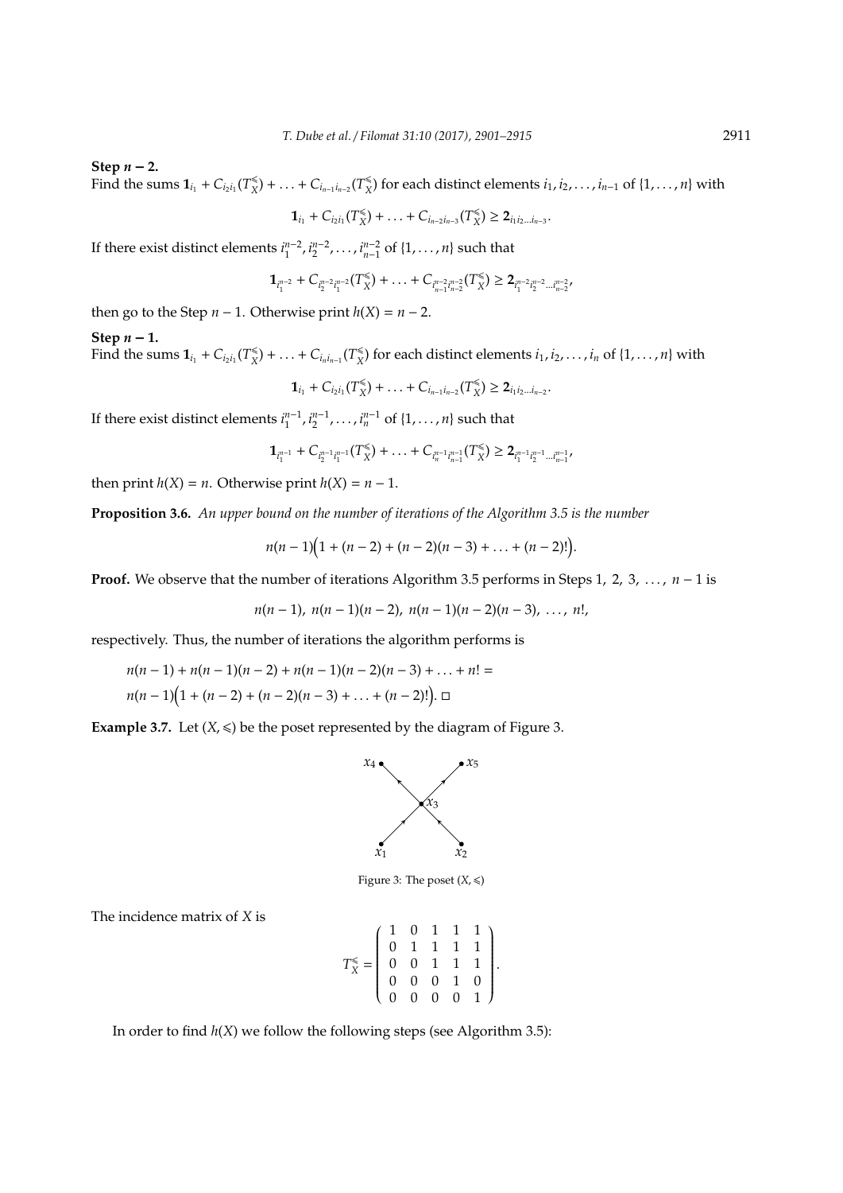**Step $n-2$.**
Find the sums $\mathbf{1}_{i_1} + C_{i_2 i_1}(T_X^{\leqslant}) + \ldots + C_{i_{n-1} i_{n-2}}(T_X^{\leqslant})$ for each distinct elements $i_1, i_2, \ldots, i_{n-1}$ of $\{1, \ldots, n\}$ with

$$\mathbf{1}_{i_1} + C_{i_2 i_1}(T_X^{\leqslant}) + \ldots + C_{i_{n-2} i_{n-3}}(T_X^{\leqslant}) \geq \mathbf{2}_{i_1 i_2 \ldots i_{n-3}}.$$

If there exist distinct elements $i_1^{n-2}, i_2^{n-2}, \ldots, i_{n-1}^{n-2}$ of $\{1, \ldots, n\}$ such that

$$\mathbf{1}_{i_1^{n-2}} + C_{i_2^{n-2} i_1^{n-2}}(T_X^{\leqslant}) + \ldots + C_{i_{n-1}^{n-2} i_{n-2}^{n-2}}(T_X^{\leqslant}) \geq \mathbf{2}_{i_1^{n-2} i_2^{n-2} \ldots i_{n-2}^{n-2}},$$

then go to the Step $n-1$. Otherwise print $h(X) = n-2$.

**Step $n-1$.**
Find the sums $\mathbf{1}_{i_1} + C_{i_2 i_1}(T_X^{\leqslant}) + \ldots + C_{i_n i_{n-1}}(T_X^{\leqslant})$ for each distinct elements $i_1, i_2, \ldots, i_n$ of $\{1, \ldots, n\}$ with

$$\mathbf{1}_{i_1} + C_{i_2 i_1}(T_X^{\leqslant}) + \ldots + C_{i_{n-1} i_{n-2}}(T_X^{\leqslant}) \geq \mathbf{2}_{i_1 i_2 \ldots i_{n-2}}.$$

If there exist distinct elements $i_1^{n-1}, i_2^{n-1}, \ldots, i_n^{n-1}$ of $\{1, \ldots, n\}$ such that

$$\mathbf{1}_{i_1^{n-1}} + C_{i_2^{n-1} i_1^{n-1}}(T_X^{\leqslant}) + \ldots + C_{i_n^{n-1} i_{n-1}^{n-1}}(T_X^{\leqslant}) \geq \mathbf{2}_{i_1^{n-1} i_2^{n-1} \ldots i_{n-1}^{n-1}},$$

then print $h(X) = n$. Otherwise print $h(X) = n-1$.

**Proposition 3.6.** *An upper bound on the number of iterations of the Algorithm 3.5 is the number*

$$n(n-1)\Big(1 + (n-2) + (n-2)(n-3) + \ldots + (n-2)!\Big).$$

**Proof.** We observe that the number of iterations Algorithm 3.5 performs in Steps 1, 2, 3, $\ldots$, $n-1$ is

$$n(n-1),\ n(n-1)(n-2),\ n(n-1)(n-2)(n-3),\ \ldots,\ n!,$$

respectively. Thus, the number of iterations the algorithm performs is

$$n(n-1) + n(n-1)(n-2) + n(n-1)(n-2)(n-3) + \ldots + n! =$$
$$n(n-1)\Big(1 + (n-2) + (n-2)(n-3) + \ldots + (n-2)!\Big). \ \square$$

**Example 3.7.** Let $(X, \leqslant)$ be the poset represented by the diagram of Figure 3.

Figure 3: The poset $(X, \leqslant)$

The incidence matrix of $X$ is

$$T_X^{\leqslant} = \begin{pmatrix} 1 & 0 & 1 & 1 & 1 \\ 0 & 1 & 1 & 1 & 1 \\ 0 & 0 & 1 & 1 & 1 \\ 0 & 0 & 0 & 1 & 0 \\ 0 & 0 & 0 & 0 & 1 \end{pmatrix}.$$

In order to find $h(X)$ we follow the following steps (see Algorithm 3.5):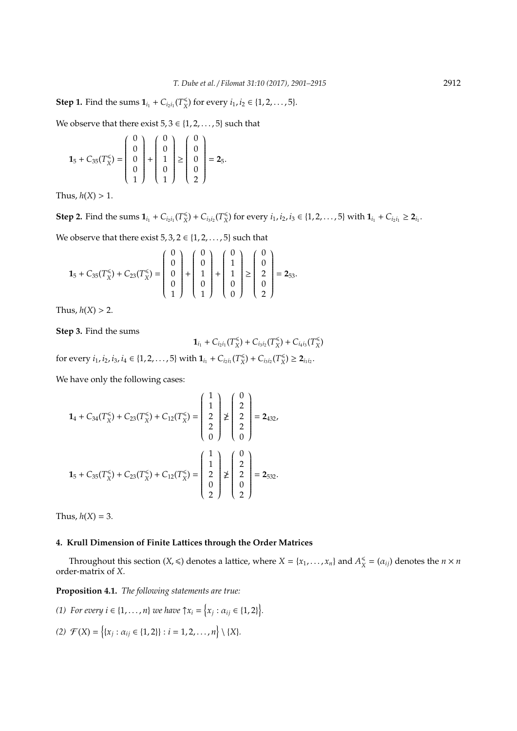**Step 1.** Find the sums $\mathbf{1}_{i_1} + C_{i_2 i_1}(T_X^{\leqslant})$ for every $i_1, i_2 \in \{1, 2, \ldots, 5\}$.

We observe that there exist $5, 3 \in \{1, 2, \ldots, 5\}$ such that

$$\mathbf{1}_5 + C_{35}(T_X^{\leqslant}) = \begin{pmatrix} 0 \\ 0 \\ 0 \\ 0 \\ 1 \end{pmatrix} + \begin{pmatrix} 0 \\ 0 \\ 1 \\ 0 \\ 1 \end{pmatrix} \geq \begin{pmatrix} 0 \\ 0 \\ 0 \\ 0 \\ 2 \end{pmatrix} = \mathbf{2}_5.$$

Thus, $h(X) > 1$.

**Step 2.** Find the sums $\mathbf{1}_{i_1} + C_{i_2 i_1}(T_X^{\leqslant}) + C_{i_3 i_2}(T_X^{\leqslant})$ for every $i_1, i_2, i_3 \in \{1, 2, \ldots, 5\}$ with $\mathbf{1}_{i_1} + C_{i_2 i_1} \geq \mathbf{2}_{i_1}$.

We observe that there exist $5, 3, 2 \in \{1, 2, \ldots, 5\}$ such that

$$\mathbf{1}_5 + C_{35}(T_X^{\leqslant}) + C_{23}(T_X^{\leqslant}) = \begin{pmatrix} 0 \\ 0 \\ 0 \\ 0 \\ 1 \end{pmatrix} + \begin{pmatrix} 0 \\ 0 \\ 1 \\ 0 \\ 1 \end{pmatrix} + \begin{pmatrix} 0 \\ 1 \\ 1 \\ 0 \\ 0 \end{pmatrix} \geq \begin{pmatrix} 0 \\ 0 \\ 2 \\ 0 \\ 2 \end{pmatrix} = \mathbf{2}_{53}.$$

Thus, $h(X) > 2$.

**Step 3.** Find the sums

$$\mathbf{1}_{i_1} + C_{i_2 i_1}(T_X^{\leqslant}) + C_{i_3 i_2}(T_X^{\leqslant}) + C_{i_4 i_3}(T_X^{\leqslant})$$

for every $i_1, i_2, i_3, i_4 \in \{1, 2, \ldots, 5\}$ with $\mathbf{1}_{i_1} + C_{i_2 i_1}(T_X^{\leqslant}) + C_{i_3 i_2}(T_X^{\leqslant}) \geq \mathbf{2}_{i_1 i_2}$.

We have only the following cases:

$$\mathbf{1}_4 + C_{34}(T_X^{\leqslant}) + C_{23}(T_X^{\leqslant}) + C_{12}(T_X^{\leqslant}) = \begin{pmatrix} 1 \\ 1 \\ 2 \\ 2 \\ 0 \end{pmatrix} \ngeq \begin{pmatrix} 0 \\ 2 \\ 2 \\ 2 \\ 0 \end{pmatrix} = \mathbf{2}_{432},$$

$$\mathbf{1}_5 + C_{35}(T_X^{\leqslant}) + C_{23}(T_X^{\leqslant}) + C_{12}(T_X^{\leqslant}) = \begin{pmatrix} 1 \\ 1 \\ 2 \\ 0 \\ 2 \end{pmatrix} \ngeq \begin{pmatrix} 0 \\ 2 \\ 2 \\ 0 \\ 2 \end{pmatrix} = \mathbf{2}_{532}.$$

Thus, $h(X) = 3$.

## 4. Krull Dimension of Finite Lattices through the Order Matrices

Throughout this section $(X, \leqslant)$ denotes a lattice, where $X = \{x_1, \ldots, x_n\}$ and $A_X^{\leqslant} = (\alpha_{ij})$ denotes the $n \times n$ order-matrix of $X$.

**Proposition 4.1.** *The following statements are true:*

*(1) For every $i \in \{1, \ldots, n\}$ we have* $\uparrow x_i = \{x_j : \alpha_{ij} \in \{1, 2\}\}$.

*(2)* $\mathcal{F}(X) = \{\{x_j : \alpha_{ij} \in \{1, 2\}\} : i = 1, 2, \ldots, n\} \setminus \{X\}$.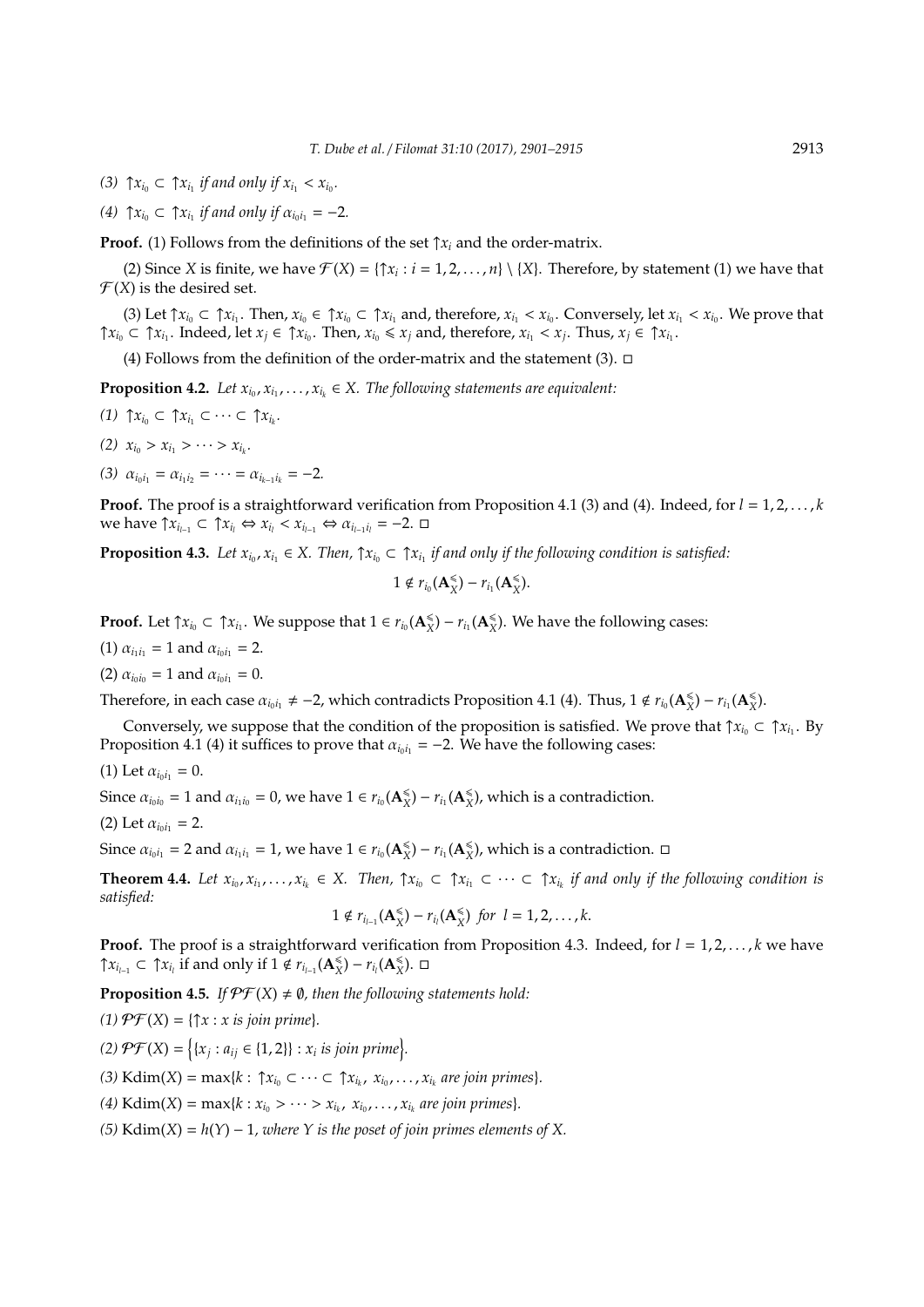*(3)* $\uparrow x_{i_0} \subset \uparrow x_{i_1}$ *if and only if* $x_{i_1} < x_{i_0}$.

*(4)* $\uparrow x_{i_0} \subset \uparrow x_{i_1}$ *if and only if* $\alpha_{i_0 i_1} = -2$.

**Proof.** (1) Follows from the definitions of the set $\uparrow x_i$ and the order-matrix.

(2) Since $X$ is finite, we have $\mathcal{F}(X) = \{\uparrow x_i : i = 1, 2, \ldots, n\} \setminus \{X\}$. Therefore, by statement (1) we have that $\mathcal{F}(X)$ is the desired set.

(3) Let $\uparrow x_{i_0} \subset \uparrow x_{i_1}$. Then, $x_{i_0} \in \uparrow x_{i_0} \subset \uparrow x_{i_1}$ and, therefore, $x_{i_1} < x_{i_0}$. Conversely, let $x_{i_1} < x_{i_0}$. We prove that $\uparrow x_{i_0} \subset \uparrow x_{i_1}$. Indeed, let $x_j \in \uparrow x_{i_0}$. Then, $x_{i_0} \leqslant x_j$ and, therefore, $x_{i_1} < x_j$. Thus, $x_j \in \uparrow x_{i_1}$.

(4) Follows from the definition of the order-matrix and the statement (3). □

**Proposition 4.2.** *Let* $x_{i_0}, x_{i_1}, \ldots, x_{i_k} \in X$. *The following statements are equivalent:*

*(1)* $\uparrow x_{i_0} \subset \uparrow x_{i_1} \subset \cdots \subset \uparrow x_{i_k}$.

*(2)* $x_{i_0} > x_{i_1} > \cdots > x_{i_k}$.

*(3)* $\alpha_{i_0 i_1} = \alpha_{i_1 i_2} = \cdots = \alpha_{i_{k-1} i_k} = -2$.

**Proof.** The proof is a straightforward verification from Proposition 4.1 (3) and (4). Indeed, for $l = 1, 2, \ldots, k$ we have $\uparrow x_{i_{l-1}} \subset \uparrow x_{i_l} \Leftrightarrow x_{i_l} < x_{i_{l-1}} \Leftrightarrow \alpha_{i_{l-1} i_l} = -2$. □

**Proposition 4.3.** *Let* $x_{i_0}, x_{i_1} \in X$. *Then,* $\uparrow x_{i_0} \subset \uparrow x_{i_1}$ *if and only if the following condition is satisfied:*

$$1 \notin r_{i_0}(\mathbf{A}_X^{\leqslant}) - r_{i_1}(\mathbf{A}_X^{\leqslant}).$$

**Proof.** Let $\uparrow x_{i_0} \subset \uparrow x_{i_1}$. We suppose that $1 \in r_{i_0}(\mathbf{A}_X^{\leqslant}) - r_{i_1}(\mathbf{A}_X^{\leqslant})$. We have the following cases:

(1) $\alpha_{i_1 i_1} = 1$ and $\alpha_{i_0 i_1} = 2$.

(2) $\alpha_{i_0 i_0} = 1$ and $\alpha_{i_0 i_1} = 0$.

Therefore, in each case $\alpha_{i_0 i_1} \neq -2$, which contradicts Proposition 4.1 (4). Thus, $1 \notin r_{i_0}(\mathbf{A}_X^{\leqslant}) - r_{i_1}(\mathbf{A}_X^{\leqslant})$.

Conversely, we suppose that the condition of the proposition is satisfied. We prove that $\uparrow x_{i_0} \subset \uparrow x_{i_1}$. By Proposition 4.1 (4) it suffices to prove that $\alpha_{i_0 i_1} = -2$. We have the following cases:

(1) Let $\alpha_{i_0 i_1} = 0$.

Since $\alpha_{i_0 i_0} = 1$ and $\alpha_{i_1 i_0} = 0$, we have $1 \in r_{i_0}(\mathbf{A}_X^{\leqslant}) - r_{i_1}(\mathbf{A}_X^{\leqslant})$, which is a contradiction.

(2) Let $\alpha_{i_0 i_1} = 2$.

Since $\alpha_{i_0 i_1} = 2$ and $\alpha_{i_1 i_1} = 1$, we have $1 \in r_{i_0}(\mathbf{A}_X^{\leqslant}) - r_{i_1}(\mathbf{A}_X^{\leqslant})$, which is a contradiction. □

**Theorem 4.4.** *Let* $x_{i_0}, x_{i_1}, \ldots, x_{i_k} \in X$. *Then,* $\uparrow x_{i_0} \subset \uparrow x_{i_1} \subset \cdots \subset \uparrow x_{i_k}$ *if and only if the following condition is satisfied:*

$$1 \notin r_{i_{l-1}}(\mathbf{A}_X^{\leqslant}) - r_{i_l}(\mathbf{A}_X^{\leqslant}) \text{ for } l = 1, 2, \ldots, k.$$

**Proof.** The proof is a straightforward verification from Proposition 4.3. Indeed, for $l = 1, 2, \ldots, k$ we have $\uparrow x_{i_{l-1}} \subset \uparrow x_{i_l}$ if and only if $1 \notin r_{i_{l-1}}(\mathbf{A}_X^{\leqslant}) - r_{i_l}(\mathbf{A}_X^{\leqslant})$. □

**Proposition 4.5.** *If* $\mathcal{PF}(X) \neq \emptyset$, *then the following statements hold:*

*(1)* $\mathcal{PF}(X) = \{\uparrow x : x$ *is join prime*$\}$.

*(2)* $\mathcal{PF}(X) = \Big\{\{x_j : a_{ij} \in \{1, 2\}\} : x_i$ *is join prime*$\Big\}$.

*(3)* $\mathrm{Kdim}(X) = \max\{k : \uparrow x_{i_0} \subset \cdots \subset \uparrow x_{i_k},\ x_{i_0}, \ldots, x_{i_k}$ *are join primes*$\}$.

*(4)* $\mathrm{Kdim}(X) = \max\{k : x_{i_0} > \cdots > x_{i_k},\ x_{i_0}, \ldots, x_{i_k}$ *are join primes*$\}$.

*(5)* $\mathrm{Kdim}(X) = h(Y) - 1$, *where* $Y$ *is the poset of join primes elements of* $X$.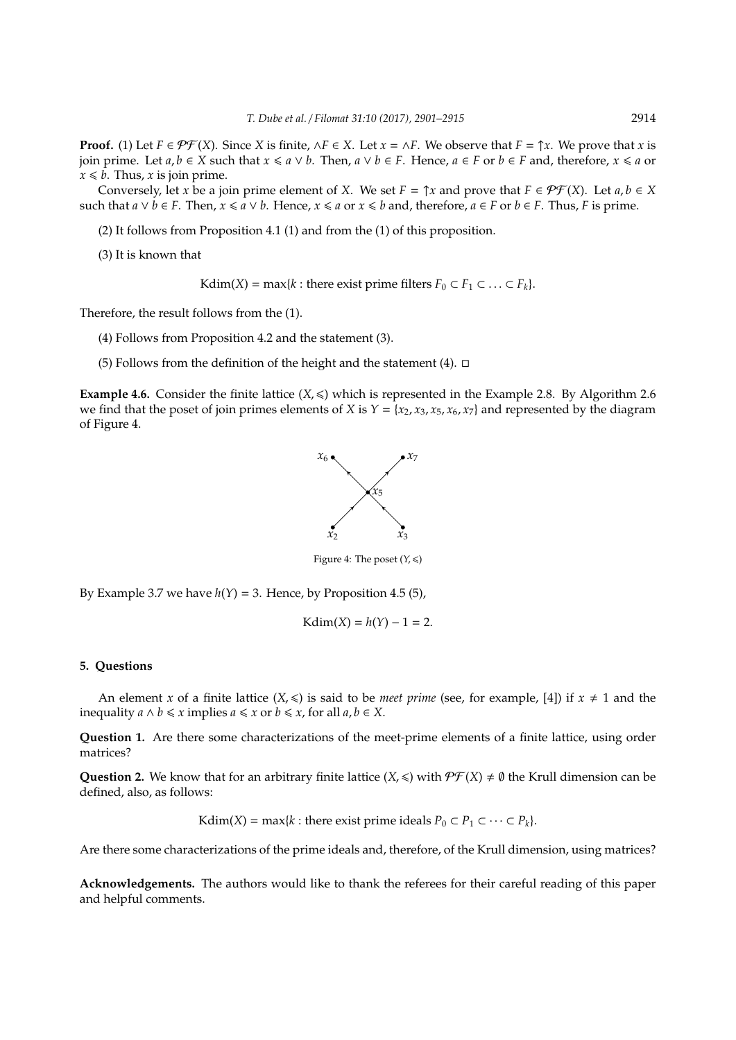**Proof.** (1) Let $F \in \mathcal{PF}(X)$. Since $X$ is finite, $\wedge F \in X$. Let $x = \wedge F$. We observe that $F = \uparrow x$. We prove that $x$ is join prime. Let $a, b \in X$ such that $x \leqslant a \vee b$. Then, $a \vee b \in F$. Hence, $a \in F$ or $b \in F$ and, therefore, $x \leqslant a$ or $x \leqslant b$. Thus, $x$ is join prime.

Conversely, let $x$ be a join prime element of $X$. We set $F = \uparrow x$ and prove that $F \in \mathcal{PF}(X)$. Let $a, b \in X$ such that $a \vee b \in F$. Then, $x \leqslant a \vee b$. Hence, $x \leqslant a$ or $x \leqslant b$ and, therefore, $a \in F$ or $b \in F$. Thus, $F$ is prime.

(2) It follows from Proposition 4.1 (1) and from the (1) of this proposition.

(3) It is known that

$$\text{Kdim}(X) = \max\{k : \text{there exist prime filters } F_0 \subset F_1 \subset \ldots \subset F_k\}.$$

Therefore, the result follows from the (1).

(4) Follows from Proposition 4.2 and the statement (3).

(5) Follows from the definition of the height and the statement (4). □

**Example 4.6.** Consider the finite lattice $(X, \leqslant)$ which is represented in the Example 2.8. By Algorithm 2.6 we find that the poset of join primes elements of $X$ is $Y = \{x_2, x_3, x_5, x_6, x_7\}$ and represented by the diagram of Figure 4.

Figure 4: The poset $(Y, \leqslant)$

By Example 3.7 we have $h(Y) = 3$. Hence, by Proposition 4.5 (5),

$$\text{Kdim}(X) = h(Y) - 1 = 2.$$

## 5. Questions

An element $x$ of a finite lattice $(X, \leqslant)$ is said to be *meet prime* (see, for example, [4]) if $x \neq 1$ and the inequality $a \wedge b \leqslant x$ implies $a \leqslant x$ or $b \leqslant x$, for all $a, b \in X$.

**Question 1.** Are there some characterizations of the meet-prime elements of a finite lattice, using order matrices?

**Question 2.** We know that for an arbitrary finite lattice $(X, \leqslant)$ with $\mathcal{PF}(X) \neq \emptyset$ the Krull dimension can be defined, also, as follows:

$$\text{Kdim}(X) = \max\{k : \text{there exist prime ideals } P_0 \subset P_1 \subset \cdots \subset P_k\}.$$

Are there some characterizations of the prime ideals and, therefore, of the Krull dimension, using matrices?

**Acknowledgements.** The authors would like to thank the referees for their careful reading of this paper and helpful comments.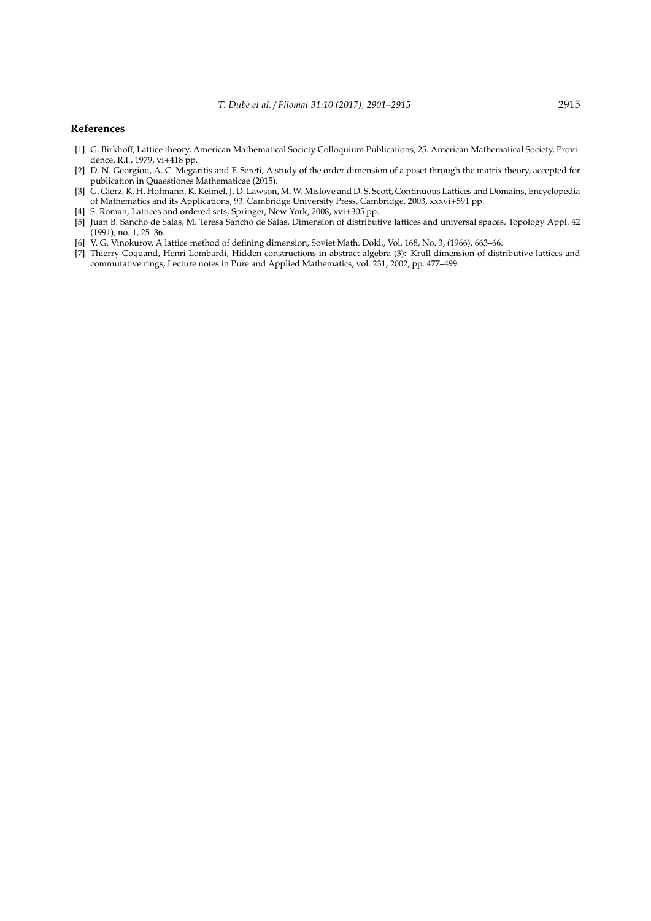## References

[1] G. Birkhoff, Lattice theory, American Mathematical Society Colloquium Publications, 25. American Mathematical Society, Providence, R.I., 1979, vi+418 pp.

[2] D. N. Georgiou, A. C. Megaritis and F. Sereti, A study of the order dimension of a poset through the matrix theory, accepted for publication in Quaestiones Mathematicae (2015).

[3] G. Gierz, K. H. Hofmann, K. Keimel, J. D. Lawson, M. W. Mislove and D. S. Scott, Continuous Lattices and Domains, Encyclopedia of Mathematics and its Applications, 93. Cambridge University Press, Cambridge, 2003, xxxvi+591 pp.

[4] S. Roman, Lattices and ordered sets, Springer, New York, 2008, xvi+305 pp.

[5] Juan B. Sancho de Salas, M. Teresa Sancho de Salas, Dimension of distributive lattices and universal spaces, Topology Appl. 42 (1991), no. 1, 25–36.

[6] V. G. Vinokurov, A lattice method of defining dimension, Soviet Math. Dokl., Vol. 168, No. 3, (1966), 663–66.

[7] Thierry Coquand, Henri Lombardi, Hidden constructions in abstract algebra (3): Krull dimension of distributive lattices and commutative rings, Lecture notes in Pure and Applied Mathematics, vol. 231, 2002, pp. 477–499.